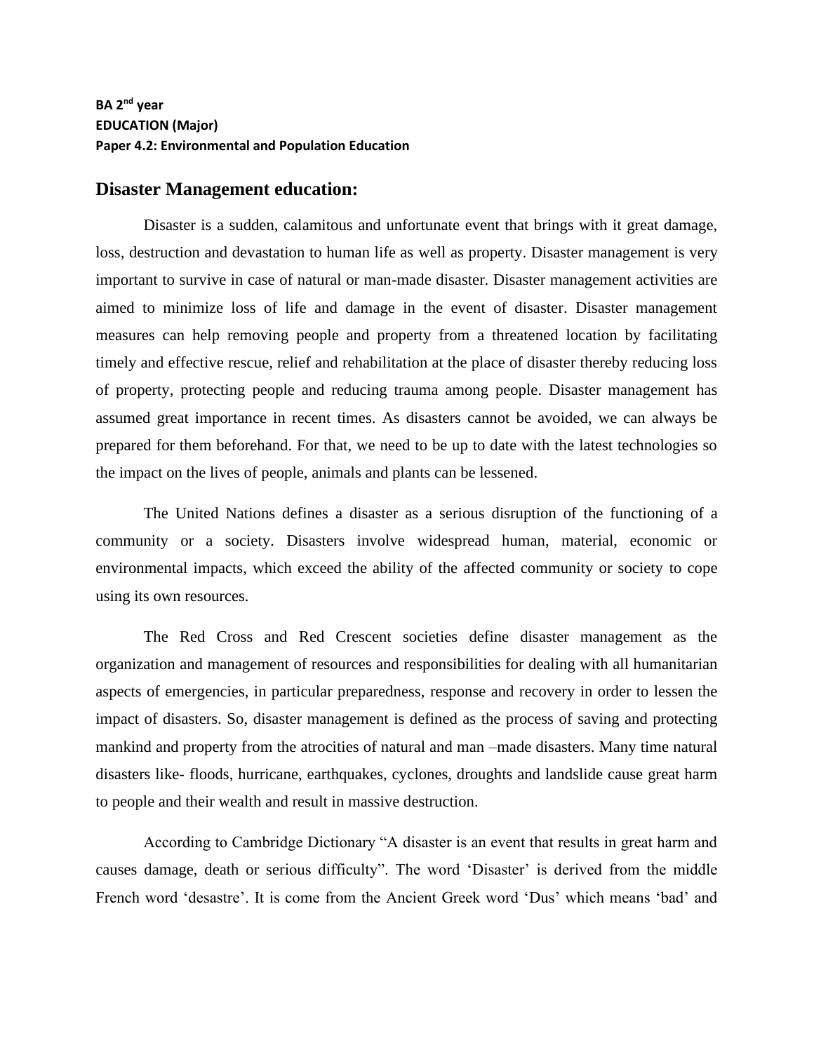**BA 2nd year**
**EDUCATION (Major)**
**Paper 4.2: Environmental and Population Education**

## Disaster Management education:

Disaster is a sudden, calamitous and unfortunate event that brings with it great damage, loss, destruction and devastation to human life as well as property. Disaster management is very important to survive in case of natural or man-made disaster. Disaster management activities are aimed to minimize loss of life and damage in the event of disaster. Disaster management measures can help removing people and property from a threatened location by facilitating timely and effective rescue, relief and rehabilitation at the place of disaster thereby reducing loss of property, protecting people and reducing trauma among people. Disaster management has assumed great importance in recent times. As disasters cannot be avoided, we can always be prepared for them beforehand. For that, we need to be up to date with the latest technologies so the impact on the lives of people, animals and plants can be lessened.

The United Nations defines a disaster as a serious disruption of the functioning of a community or a society. Disasters involve widespread human, material, economic or environmental impacts, which exceed the ability of the affected community or society to cope using its own resources.

The Red Cross and Red Crescent societies define disaster management as the organization and management of resources and responsibilities for dealing with all humanitarian aspects of emergencies, in particular preparedness, response and recovery in order to lessen the impact of disasters. So, disaster management is defined as the process of saving and protecting mankind and property from the atrocities of natural and man –made disasters. Many time natural disasters like- floods, hurricane, earthquakes, cyclones, droughts and landslide cause great harm to people and their wealth and result in massive destruction.

According to Cambridge Dictionary "A disaster is an event that results in great harm and causes damage, death or serious difficulty". The word 'Disaster' is derived from the middle French word 'desastre'. It is come from the Ancient Greek word 'Dus' which means 'bad' and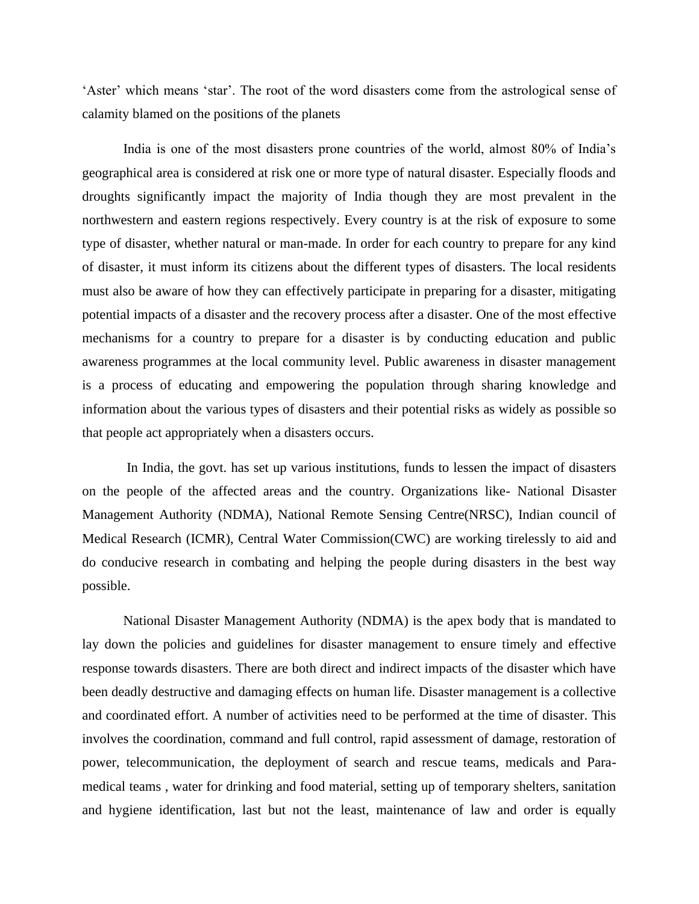'Aster' which means 'star'. The root of the word disasters come from the astrological sense of calamity blamed on the positions of the planets

India is one of the most disasters prone countries of the world, almost 80% of India's geographical area is considered at risk one or more type of natural disaster. Especially floods and droughts significantly impact the majority of India though they are most prevalent in the northwestern and eastern regions respectively. Every country is at the risk of exposure to some type of disaster, whether natural or man-made. In order for each country to prepare for any kind of disaster, it must inform its citizens about the different types of disasters. The local residents must also be aware of how they can effectively participate in preparing for a disaster, mitigating potential impacts of a disaster and the recovery process after a disaster. One of the most effective mechanisms for a country to prepare for a disaster is by conducting education and public awareness programmes at the local community level. Public awareness in disaster management is a process of educating and empowering the population through sharing knowledge and information about the various types of disasters and their potential risks as widely as possible so that people act appropriately when a disasters occurs.

In India, the govt. has set up various institutions, funds to lessen the impact of disasters on the people of the affected areas and the country. Organizations like- National Disaster Management Authority (NDMA), National Remote Sensing Centre(NRSC), Indian council of Medical Research (ICMR), Central Water Commission(CWC) are working tirelessly to aid and do conducive research in combating and helping the people during disasters in the best way possible.

National Disaster Management Authority (NDMA) is the apex body that is mandated to lay down the policies and guidelines for disaster management to ensure timely and effective response towards disasters. There are both direct and indirect impacts of the disaster which have been deadly destructive and damaging effects on human life. Disaster management is a collective and coordinated effort. A number of activities need to be performed at the time of disaster. This involves the coordination, command and full control, rapid assessment of damage, restoration of power, telecommunication, the deployment of search and rescue teams, medicals and Para-medical teams , water for drinking and food material, setting up of temporary shelters, sanitation and hygiene identification, last but not the least, maintenance of law and order is equally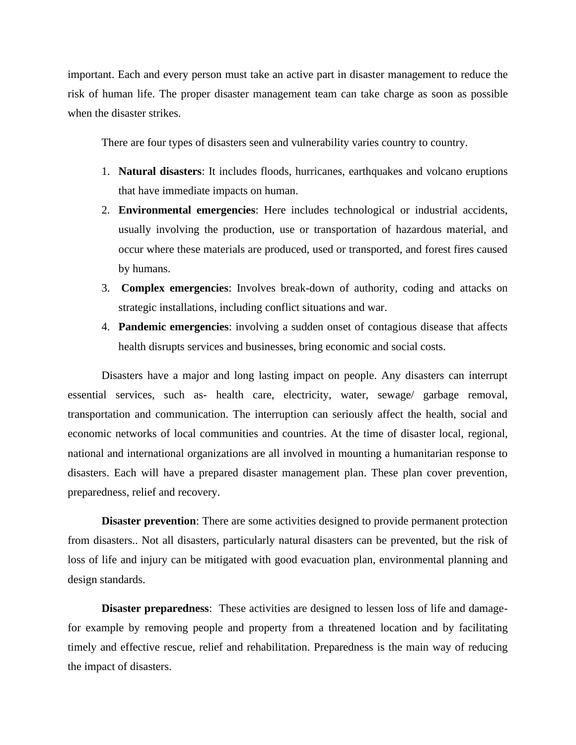important. Each and every person must take an active part in disaster management to reduce the risk of human life. The proper disaster management team can take charge as soon as possible when the disaster strikes.

There are four types of disasters seen and vulnerability varies country to country.

1. **Natural disasters**: It includes floods, hurricanes, earthquakes and volcano eruptions that have immediate impacts on human.
2. **Environmental emergencies**: Here includes technological or industrial accidents, usually involving the production, use or transportation of hazardous material, and occur where these materials are produced, used or transported, and forest fires caused by humans.
3. **Complex emergencies**: Involves break-down of authority, coding and attacks on strategic installations, including conflict situations and war.
4. **Pandemic emergencies**: involving a sudden onset of contagious disease that affects health disrupts services and businesses, bring economic and social costs.

Disasters have a major and long lasting impact on people. Any disasters can interrupt essential services, such as- health care, electricity, water, sewage/ garbage removal, transportation and communication. The interruption can seriously affect the health, social and economic networks of local communities and countries. At the time of disaster local, regional, national and international organizations are all involved in mounting a humanitarian response to disasters. Each will have a prepared disaster management plan. These plan cover prevention, preparedness, relief and recovery.

**Disaster prevention**: There are some activities designed to provide permanent protection from disasters.. Not all disasters, particularly natural disasters can be prevented, but the risk of loss of life and injury can be mitigated with good evacuation plan, environmental planning and design standards.

**Disaster preparedness**: These activities are designed to lessen loss of life and damage- for example by removing people and property from a threatened location and by facilitating timely and effective rescue, relief and rehabilitation. Preparedness is the main way of reducing the impact of disasters.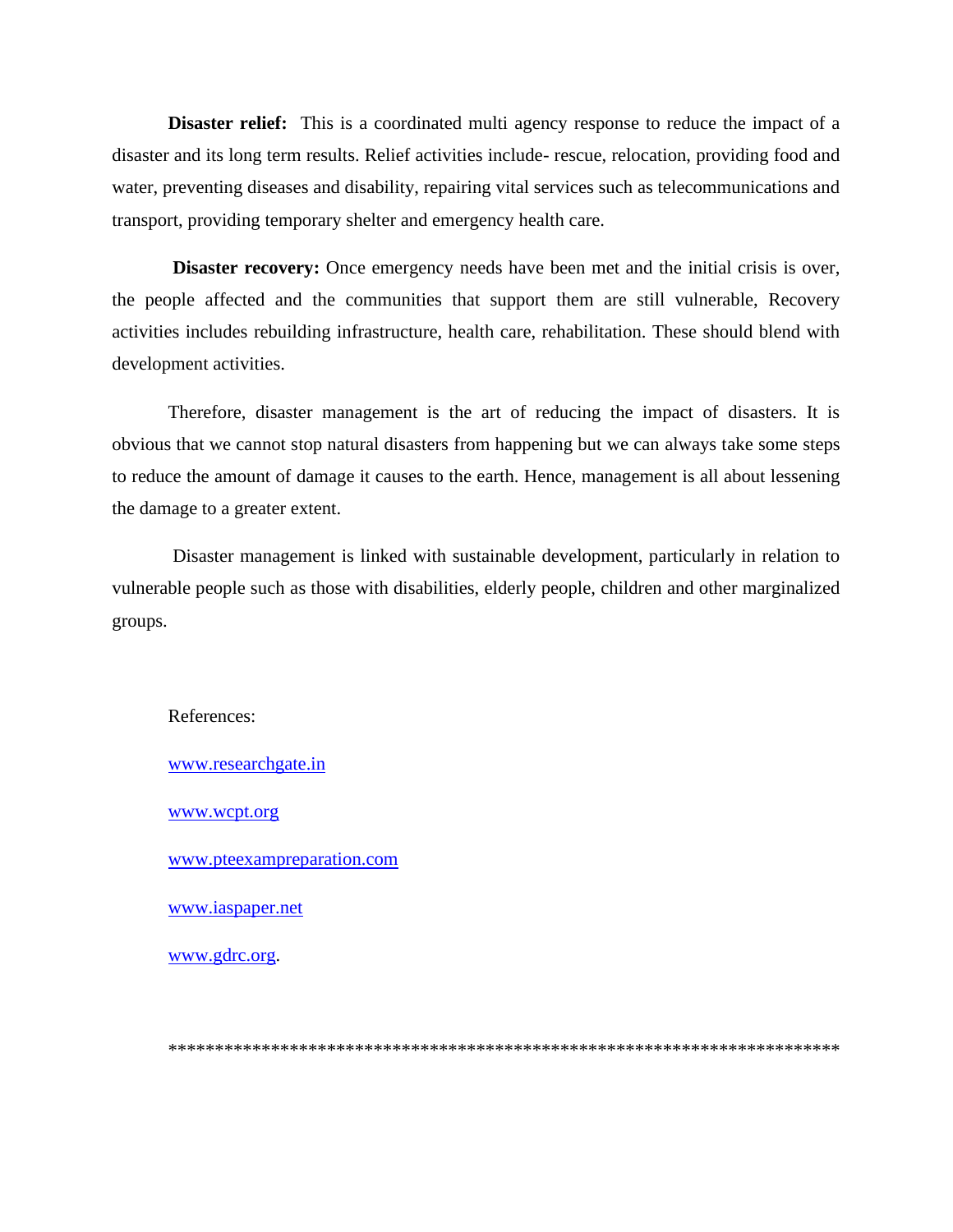**Disaster relief:** This is a coordinated multi agency response to reduce the impact of a disaster and its long term results. Relief activities include- rescue, relocation, providing food and water, preventing diseases and disability, repairing vital services such as telecommunications and transport, providing temporary shelter and emergency health care.

**Disaster recovery:** Once emergency needs have been met and the initial crisis is over, the people affected and the communities that support them are still vulnerable, Recovery activities includes rebuilding infrastructure, health care, rehabilitation. These should blend with development activities.

Therefore, disaster management is the art of reducing the impact of disasters. It is obvious that we cannot stop natural disasters from happening but we can always take some steps to reduce the amount of damage it causes to the earth. Hence, management is all about lessening the damage to a greater extent.

Disaster management is linked with sustainable development, particularly in relation to vulnerable people such as those with disabilities, elderly people, children and other marginalized groups.

References:

www.researchgate.in

www.wcpt.org

www.pteexampreparation.com

www.iaspaper.net

www.gdrc.org.

************************************************************************